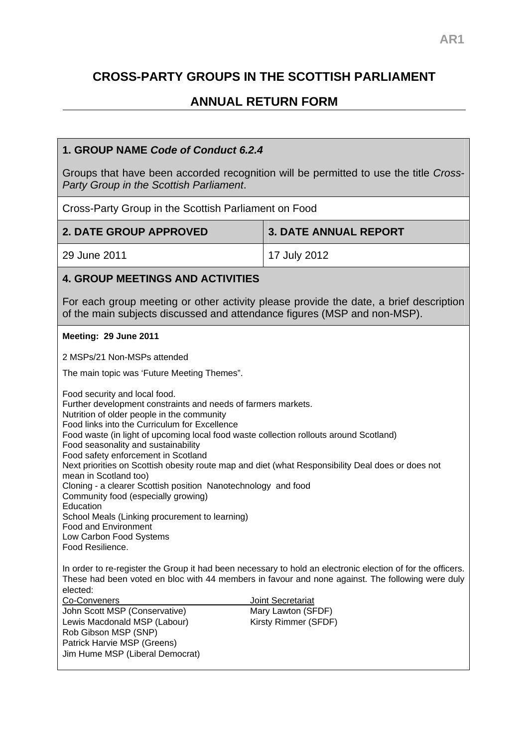AR1

# CROSS-PARTY GROUPS IN THE SCOTTISH PARLIAMENT

## ANNUAL RETURN FORM

### 1. GROUP NAME *Code of Conduct 6.2.4*

Groups that have been accorded recognition will be permitted to use the title *Cross-Party Group in the Scottish Parliament*.

Cross-Party Group in the Scottish Parliament on Food

| 2. DATE GROUP APPROVED | 3. DATE ANNUAL REPORT |
|---|---|
| 29 June 2011 | 17 July 2012 |

### 4. GROUP MEETINGS AND ACTIVITIES

For each group meeting or other activity please provide the date, a brief description of the main subjects discussed and attendance figures (MSP and non-MSP).

**Meeting: 29 June 2011**

2 MSPs/21 Non-MSPs attended

The main topic was 'Future Meeting Themes".

Food security and local food.
Further development constraints and needs of farmers markets.
Nutrition of older people in the community
Food links into the Curriculum for Excellence
Food waste (in light of upcoming local food waste collection rollouts around Scotland)
Food seasonality and sustainability
Food safety enforcement in Scotland
Next priorities on Scottish obesity route map and diet (what Responsibility Deal does or does not mean in Scotland too)
Cloning - a clearer Scottish position Nanotechnology and food
Community food (especially growing)
Education
School Meals (Linking procurement to learning)
Food and Environment
Low Carbon Food Systems
Food Resilience.

In order to re-register the Group it had been necessary to hold an electronic election of for the officers. These had been voted en bloc with 44 members in favour and none against. The following were duly elected:

| Co-Conveners | Joint Secretariat |
|---|---|
| John Scott MSP (Conservative) | Mary Lawton (SFDF) |
| Lewis Macdonald MSP (Labour) | Kirsty Rimmer (SFDF) |
| Rob Gibson MSP (SNP) | |
| Patrick Harvie MSP (Greens) | |
| Jim Hume MSP (Liberal Democrat) | |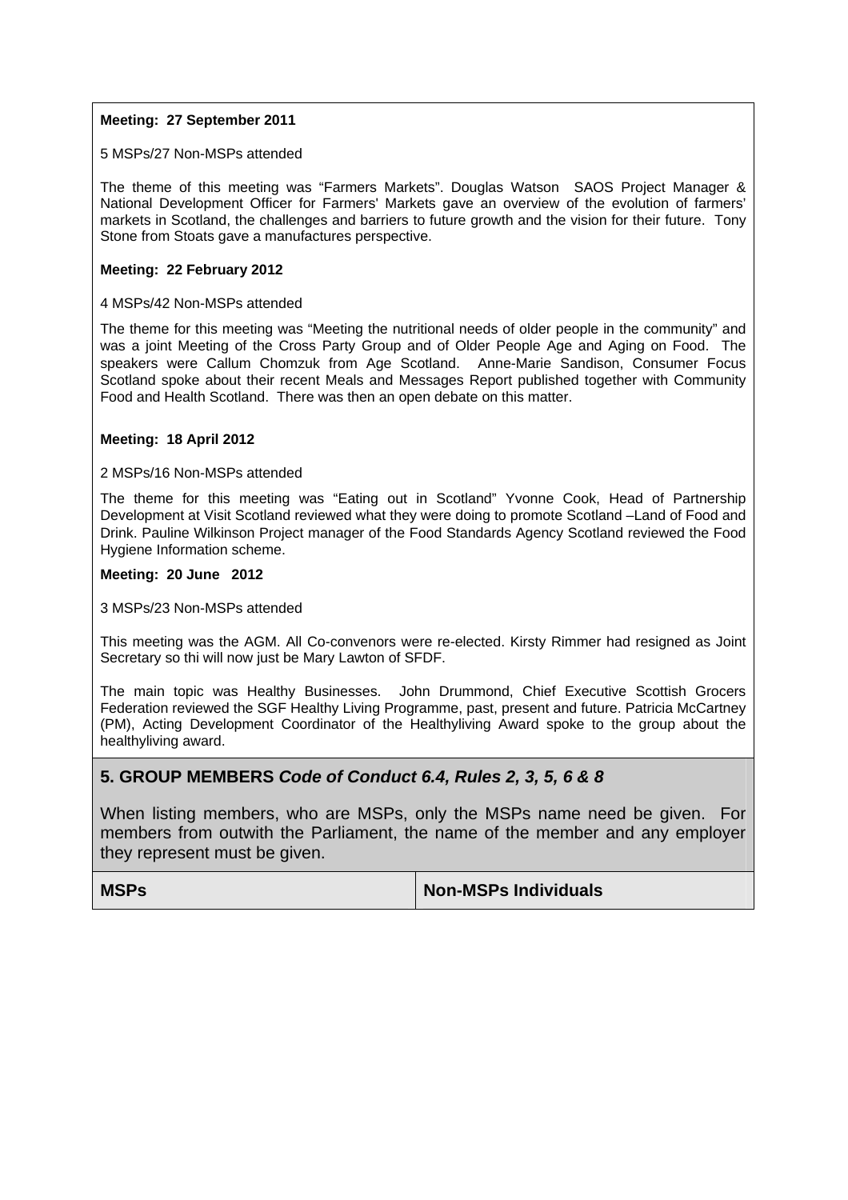**Meeting: 27 September 2011**

5 MSPs/27 Non-MSPs attended

The theme of this meeting was "Farmers Markets". Douglas Watson SAOS Project Manager & National Development Officer for Farmers' Markets gave an overview of the evolution of farmers' markets in Scotland, the challenges and barriers to future growth and the vision for their future. Tony Stone from Stoats gave a manufactures perspective.

**Meeting: 22 February 2012**

4 MSPs/42 Non-MSPs attended

The theme for this meeting was "Meeting the nutritional needs of older people in the community" and was a joint Meeting of the Cross Party Group and of Older People Age and Aging on Food. The speakers were Callum Chomzuk from Age Scotland. Anne-Marie Sandison, Consumer Focus Scotland spoke about their recent Meals and Messages Report published together with Community Food and Health Scotland. There was then an open debate on this matter.

**Meeting: 18 April 2012**

2 MSPs/16 Non-MSPs attended

The theme for this meeting was "Eating out in Scotland" Yvonne Cook, Head of Partnership Development at Visit Scotland reviewed what they were doing to promote Scotland –Land of Food and Drink. Pauline Wilkinson Project manager of the Food Standards Agency Scotland reviewed the Food Hygiene Information scheme.

**Meeting: 20 June 2012**

3 MSPs/23 Non-MSPs attended

This meeting was the AGM. All Co-convenors were re-elected. Kirsty Rimmer had resigned as Joint Secretary so thi will now just be Mary Lawton of SFDF.

The main topic was Healthy Businesses. John Drummond, Chief Executive Scottish Grocers Federation reviewed the SGF Healthy Living Programme, past, present and future. Patricia McCartney (PM), Acting Development Coordinator of the Healthyliving Award spoke to the group about the healthyliving award.

## 5. GROUP MEMBERS *Code of Conduct 6.4, Rules 2, 3, 5, 6 & 8*

When listing members, who are MSPs, only the MSPs name need be given. For members from outwith the Parliament, the name of the member and any employer they represent must be given.

| MSPs | Non-MSPs Individuals |
|---|---|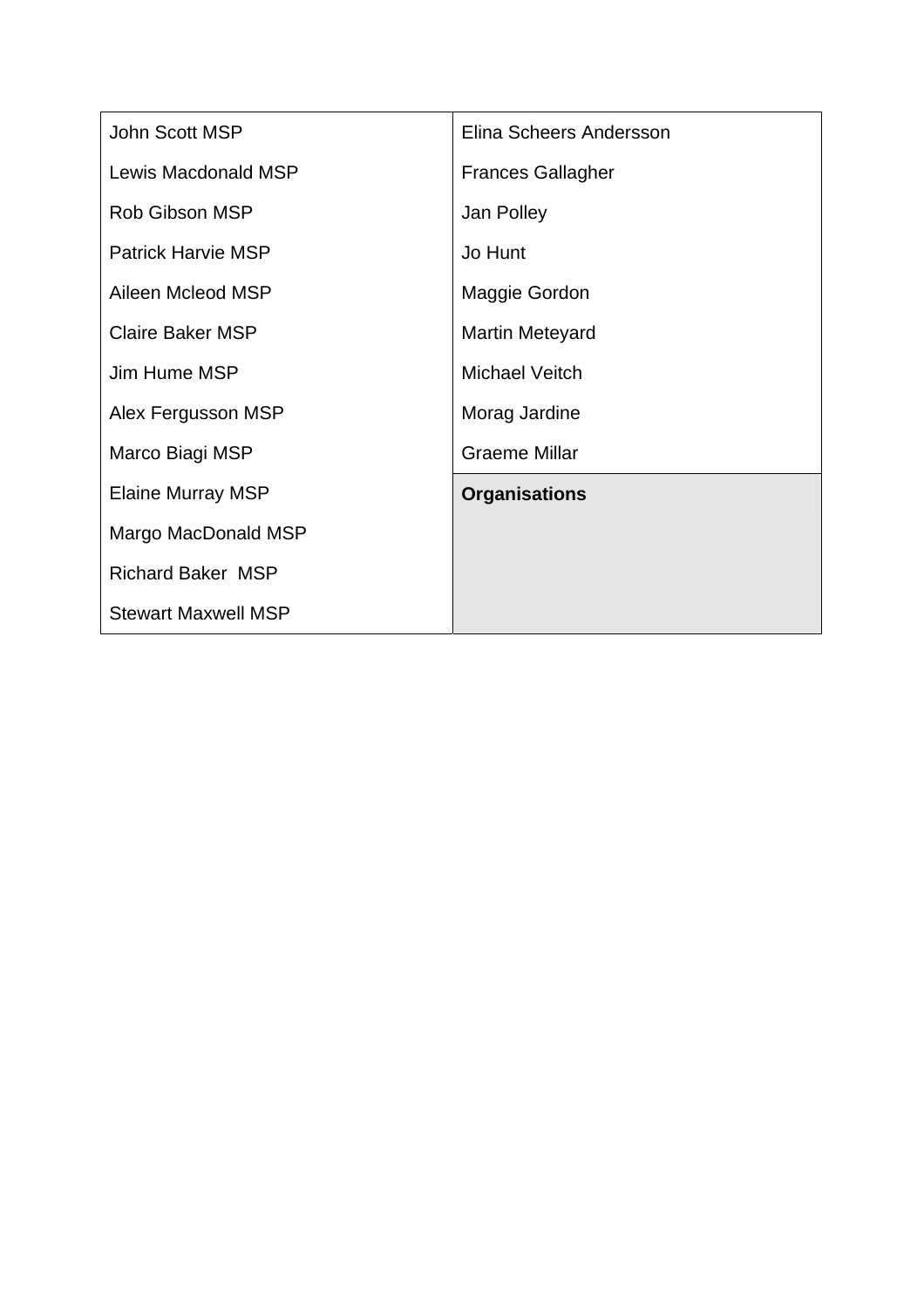| | |
|---|---|
| John Scott MSP | Elina Scheers Andersson |
| Lewis Macdonald MSP | Frances Gallagher |
| Rob Gibson MSP | Jan Polley |
| Patrick Harvie MSP | Jo Hunt |
| Aileen Mcleod MSP | Maggie Gordon |
| Claire Baker MSP | Martin Meteyard |
| Jim Hume MSP | Michael Veitch |
| Alex Fergusson MSP | Morag Jardine |
| Marco Biagi MSP | Graeme Millar |
| Elaine Murray MSP | **Organisations** |
| Margo MacDonald MSP | |
| Richard Baker MSP | |
| Stewart Maxwell MSP | |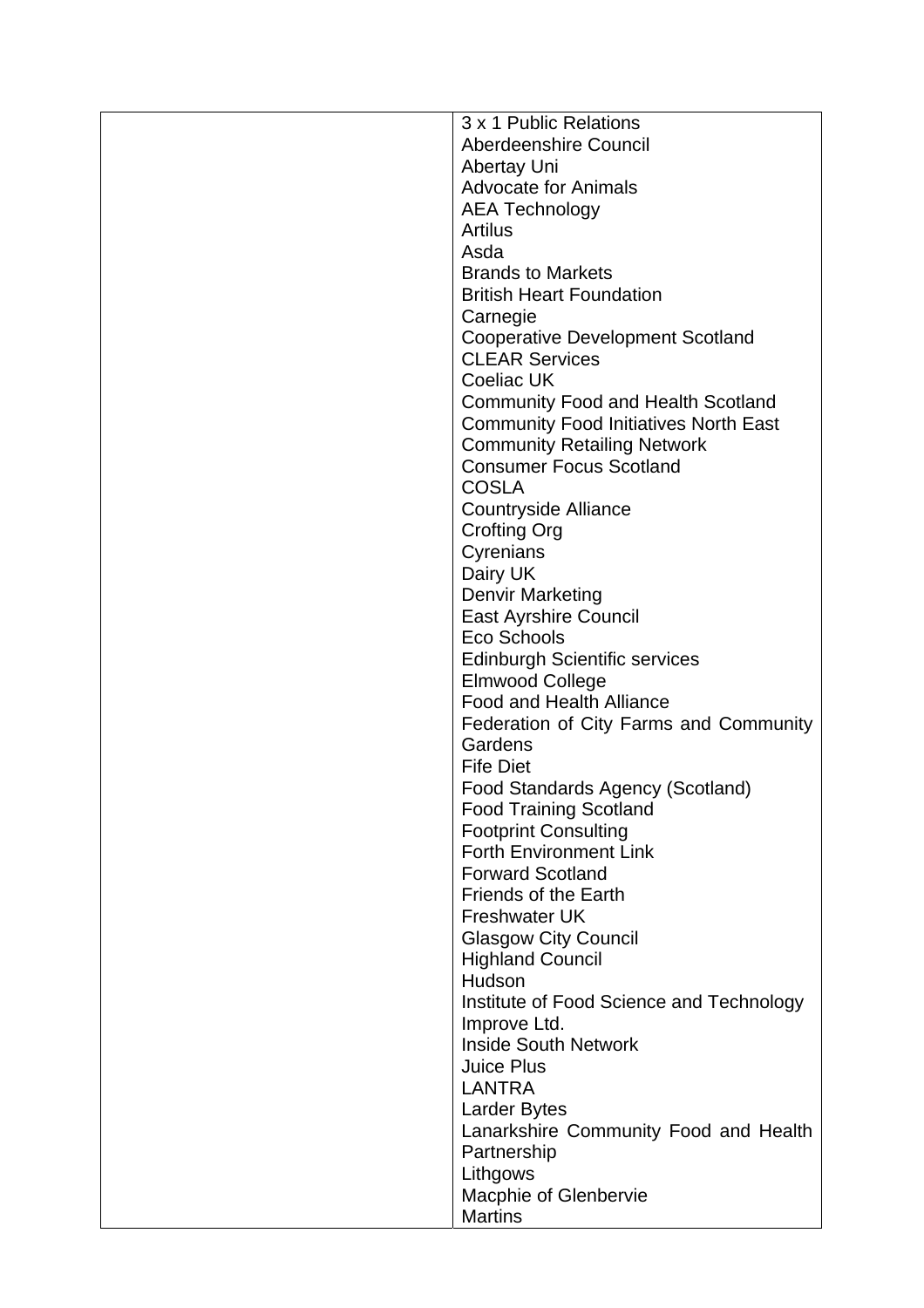|  |  |
| --- | --- |
|  | 3 x 1 Public Relations<br>Aberdeenshire Council<br>Abertay Uni<br>Advocate for Animals<br>AEA Technology<br>Artilus<br>Asda<br>Brands to Markets<br>British Heart Foundation<br>Carnegie<br>Cooperative Development Scotland<br>CLEAR Services<br>Coeliac UK<br>Community Food and Health Scotland<br>Community Food Initiatives North East<br>Community Retailing Network<br>Consumer Focus Scotland<br>COSLA<br>Countryside Alliance<br>Crofting Org<br>Cyrenians<br>Dairy UK<br>Denvir Marketing<br>East Ayrshire Council<br>Eco Schools<br>Edinburgh Scientific services<br>Elmwood College<br>Food and Health Alliance<br>Federation of City Farms and Community Gardens<br>Fife Diet<br>Food Standards Agency (Scotland)<br>Food Training Scotland<br>Footprint Consulting<br>Forth Environment Link<br>Forward Scotland<br>Friends of the Earth<br>Freshwater UK<br>Glasgow City Council<br>Highland Council<br>Hudson<br>Institute of Food Science and Technology<br>Improve Ltd.<br>Inside South Network<br>Juice Plus<br>LANTRA<br>Larder Bytes<br>Lanarkshire Community Food and Health Partnership<br>Lithgows<br>Macphie of Glenbervie<br>Martins |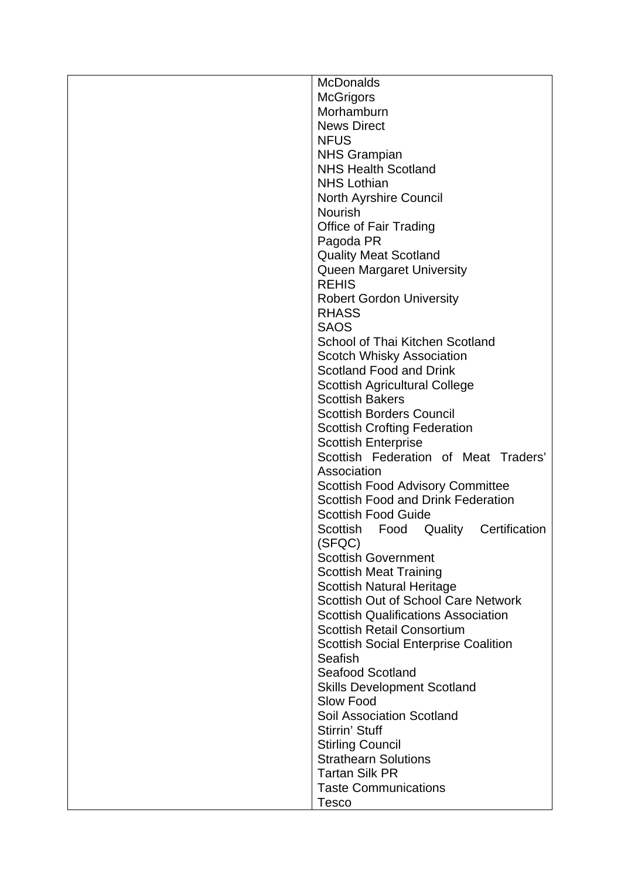| | |
|---|---|
| | McDonalds<br>McGrigors<br>Morhamburn<br>News Direct<br>NFUS<br>NHS Grampian<br>NHS Health Scotland<br>NHS Lothian<br>North Ayrshire Council<br>Nourish<br>Office of Fair Trading<br>Pagoda PR<br>Quality Meat Scotland<br>Queen Margaret University<br>REHIS<br>Robert Gordon University<br>RHASS<br>SAOS<br>School of Thai Kitchen Scotland<br>Scotch Whisky Association<br>Scotland Food and Drink<br>Scottish Agricultural College<br>Scottish Bakers<br>Scottish Borders Council<br>Scottish Crofting Federation<br>Scottish Enterprise<br>Scottish Federation of Meat Traders' Association<br>Scottish Food Advisory Committee<br>Scottish Food and Drink Federation<br>Scottish Food Guide<br>Scottish Food Quality Certification (SFQC)<br>Scottish Government<br>Scottish Meat Training<br>Scottish Natural Heritage<br>Scottish Out of School Care Network<br>Scottish Qualifications Association<br>Scottish Retail Consortium<br>Scottish Social Enterprise Coalition<br>Seafish<br>Seafood Scotland<br>Skills Development Scotland<br>Slow Food<br>Soil Association Scotland<br>Stirrin' Stuff<br>Stirling Council<br>Strathearn Solutions<br>Tartan Silk PR<br>Taste Communications<br>Tesco |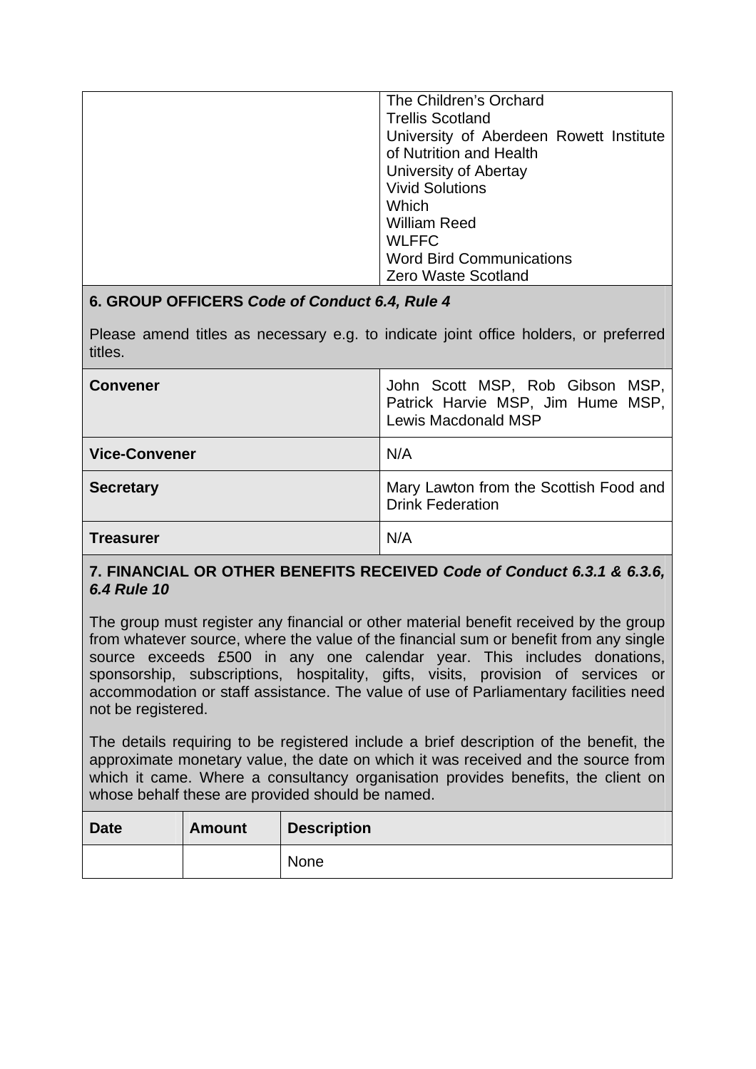|  | The Children's Orchard<br>Trellis Scotland<br>University of Aberdeen Rowett Institute of Nutrition and Health<br>University of Abertay<br>Vivid Solutions<br>Which<br>William Reed<br>WLFFC<br>Word Bird Communications<br>Zero Waste Scotland |
|---|---|

## 6. GROUP OFFICERS *Code of Conduct 6.4, Rule 4*

Please amend titles as necessary e.g. to indicate joint office holders, or preferred titles.

| | |
|---|---|
| **Convener** | John Scott MSP, Rob Gibson MSP, Patrick Harvie MSP, Jim Hume MSP, Lewis Macdonald MSP |
| **Vice-Convener** | N/A |
| **Secretary** | Mary Lawton from the Scottish Food and Drink Federation |
| **Treasurer** | N/A |

## 7. FINANCIAL OR OTHER BENEFITS RECEIVED *Code of Conduct 6.3.1 & 6.3.6, 6.4 Rule 10*

The group must register any financial or other material benefit received by the group from whatever source, where the value of the financial sum or benefit from any single source exceeds £500 in any one calendar year. This includes donations, sponsorship, subscriptions, hospitality, gifts, visits, provision of services or accommodation or staff assistance. The value of use of Parliamentary facilities need not be registered.

The details requiring to be registered include a brief description of the benefit, the approximate monetary value, the date on which it was received and the source from which it came. Where a consultancy organisation provides benefits, the client on whose behalf these are provided should be named.

| Date | Amount | Description |
|---|---|---|
| | | None |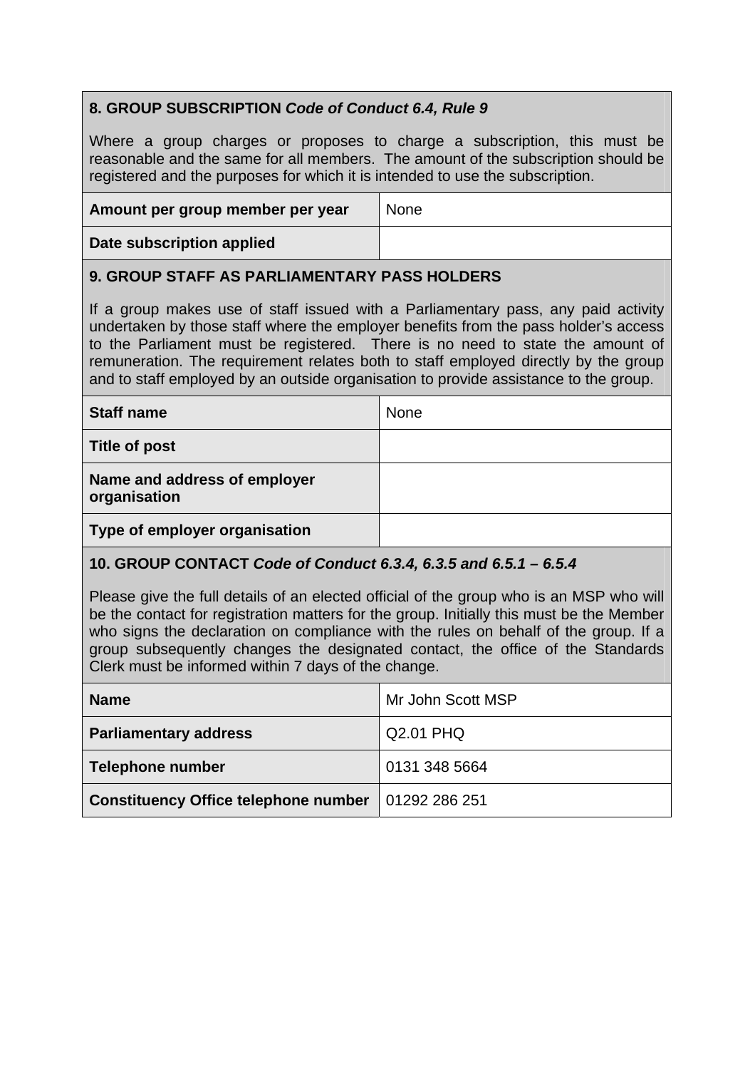## 8. GROUP SUBSCRIPTION *Code of Conduct 6.4, Rule 9*

Where a group charges or proposes to charge a subscription, this must be reasonable and the same for all members. The amount of the subscription should be registered and the purposes for which it is intended to use the subscription.

| | |
|---|---|
| **Amount per group member per year** | None |
| **Date subscription applied** | |

## 9. GROUP STAFF AS PARLIAMENTARY PASS HOLDERS

If a group makes use of staff issued with a Parliamentary pass, any paid activity undertaken by those staff where the employer benefits from the pass holder's access to the Parliament must be registered. There is no need to state the amount of remuneration. The requirement relates both to staff employed directly by the group and to staff employed by an outside organisation to provide assistance to the group.

| | |
|---|---|
| **Staff name** | None |
| **Title of post** | |
| **Name and address of employer organisation** | |
| **Type of employer organisation** | |

## 10. GROUP CONTACT *Code of Conduct 6.3.4, 6.3.5 and 6.5.1 – 6.5.4*

Please give the full details of an elected official of the group who is an MSP who will be the contact for registration matters for the group. Initially this must be the Member who signs the declaration on compliance with the rules on behalf of the group. If a group subsequently changes the designated contact, the office of the Standards Clerk must be informed within 7 days of the change.

| | |
|---|---|
| **Name** | Mr John Scott MSP |
| **Parliamentary address** | Q2.01 PHQ |
| **Telephone number** | 0131 348 5664 |
| **Constituency Office telephone number** | 01292 286 251 |